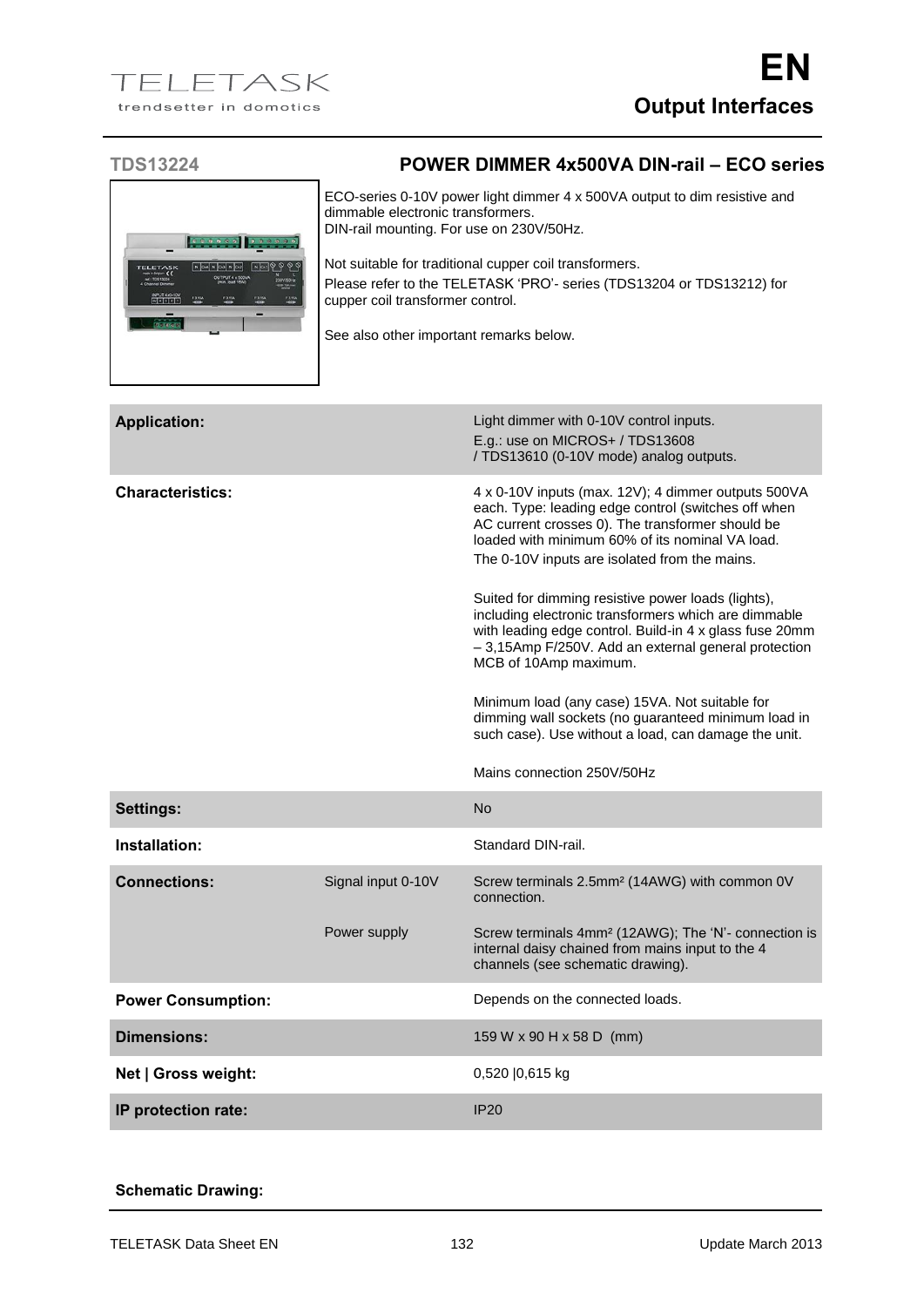## TDS13224 — POWER DIMMER 4x500VA DIN-rail – ECO series

ECO-series 0-10V power light dimmer 4 x 500VA output to dim resistive and dimmable electronic transformers.
DIN-rail mounting. For use on 230V/50Hz.

Not suitable for traditional cupper coil transformers.
Please refer to the TELETASK 'PRO'- series (TDS13204 or TDS13212) for cupper coil transformer control.

See also other important remarks below.

| | | |
|---|---|---|
| **Application:** | | Light dimmer with 0-10V control inputs.<br>E.g.: use on MICROS+ / TDS13608 / TDS13610 (0-10V mode) analog outputs. |
| **Characteristics:** | | 4 x 0-10V inputs (max. 12V); 4 dimmer outputs 500VA each. Type: leading edge control (switches off when AC current crosses 0). The transformer should be loaded with minimum 60% of its nominal VA load.<br>The 0-10V inputs are isolated from the mains.<br><br>Suited for dimming resistive power loads (lights), including electronic transformers which are dimmable with leading edge control. Build-in 4 x glass fuse 20mm – 3,15Amp F/250V. Add an external general protection MCB of 10Amp maximum.<br><br>Minimum load (any case) 15VA. Not suitable for dimming wall sockets (no guaranteed minimum load in such case). Use without a load, can damage the unit.<br><br>Mains connection 250V/50Hz |
| **Settings:** | | No |
| **Installation:** | | Standard DIN-rail. |
| **Connections:** | Signal input 0-10V | Screw terminals 2.5mm² (14AWG) with common 0V connection. |
| | Power supply | Screw terminals 4mm² (12AWG); The 'N'- connection is internal daisy chained from mains input to the 4 channels (see schematic drawing). |
| **Power Consumption:** | | Depends on the connected loads. |
| **Dimensions:** | | 159 W x 90 H x 58 D (mm) |
| **Net \| Gross weight:** | | 0,520 \|0,615 kg |
| **IP protection rate:** | | IP20 |

**Schematic Drawing:**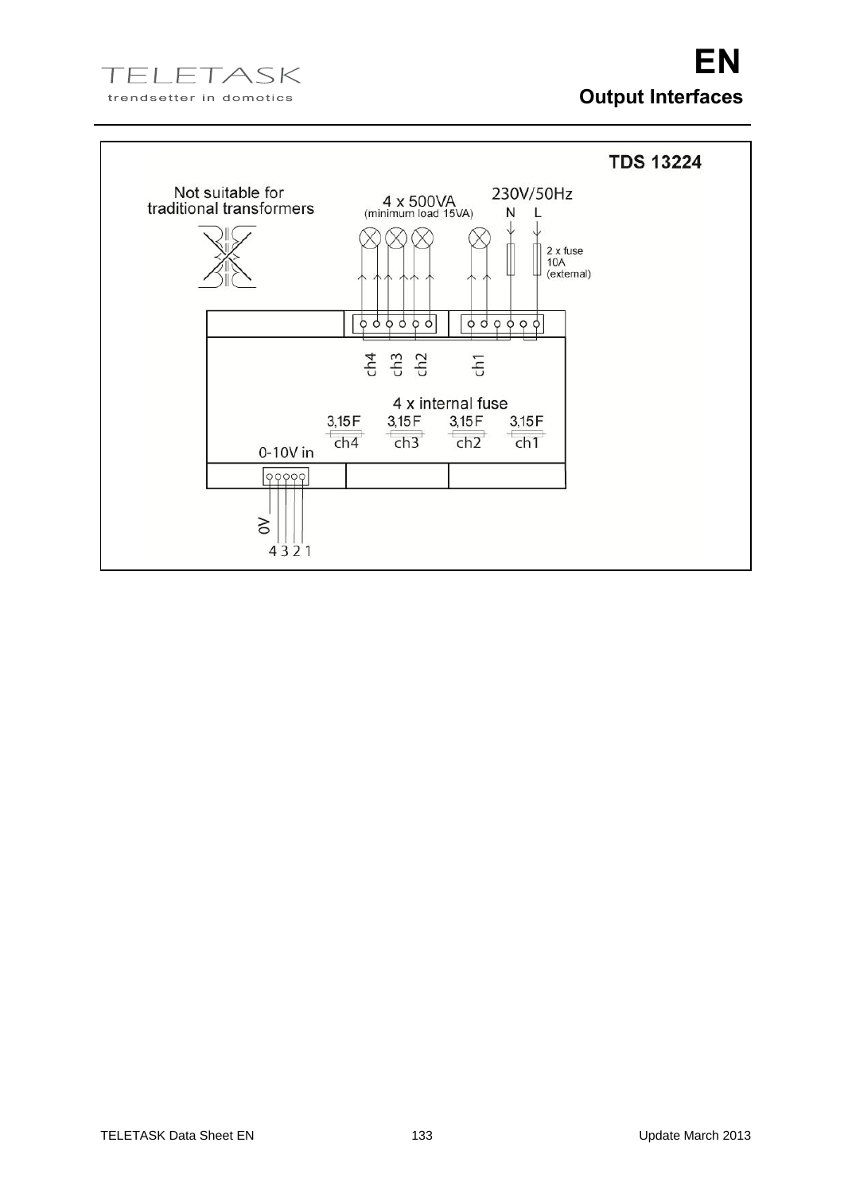**TDS 13224**

Not suitable for
traditional transformers

4 x 500VA
(minimum load 15VA)

230V/50Hz

N L

2 x fuse
10A
(external)

ch4 ch3 ch2 ch1

4 x internal fuse

3,15F ch4

3,15F ch3

3,15F ch2

3,15F ch1

0-10V in

0V

4 3 2 1